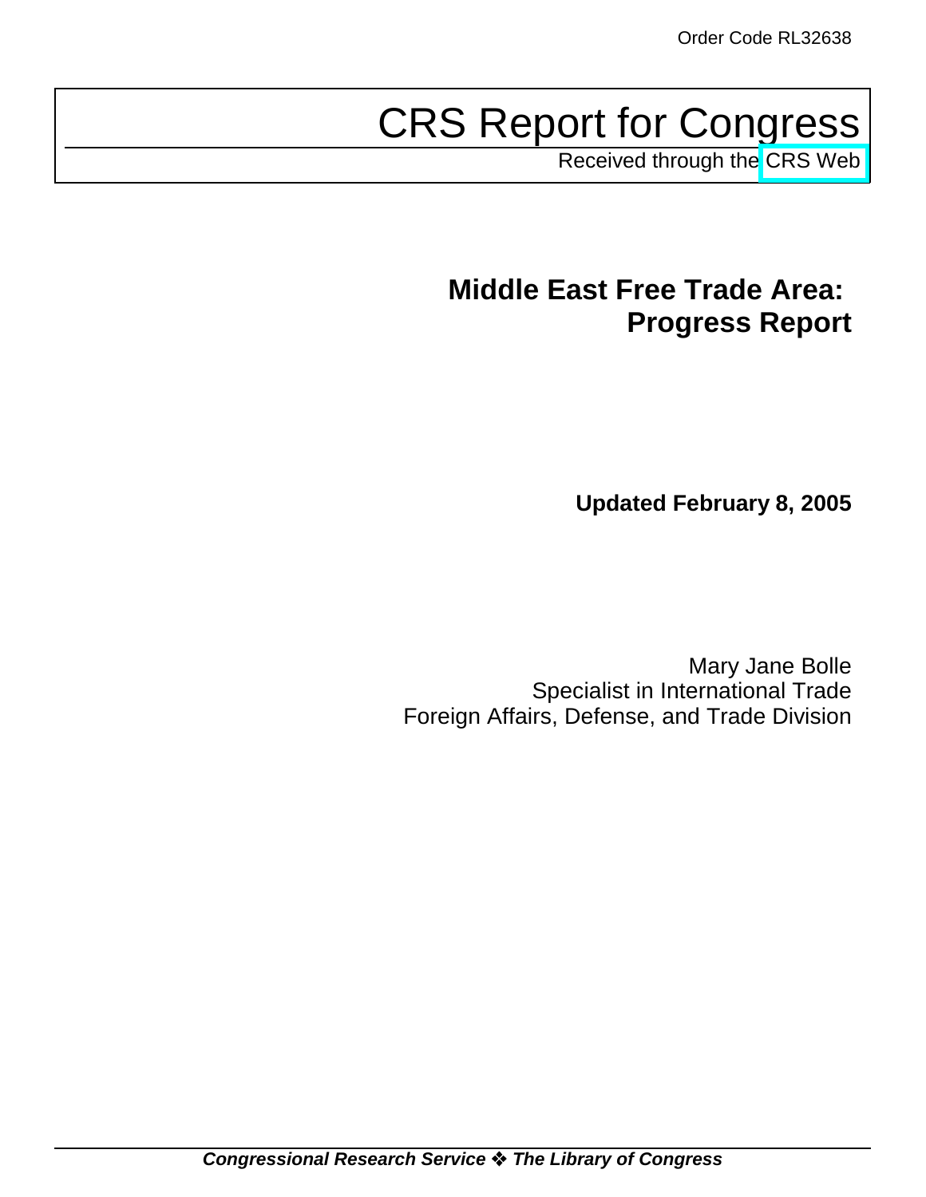Order Code RL32638

# CRS Report for Congress

Received through the CRS Web

## Middle East Free Trade Area: Progress Report

**Updated February 8, 2005**

Mary Jane Bolle
Specialist in International Trade
Foreign Affairs, Defense, and Trade Division

***Congressional Research Service ❖ The Library of Congress***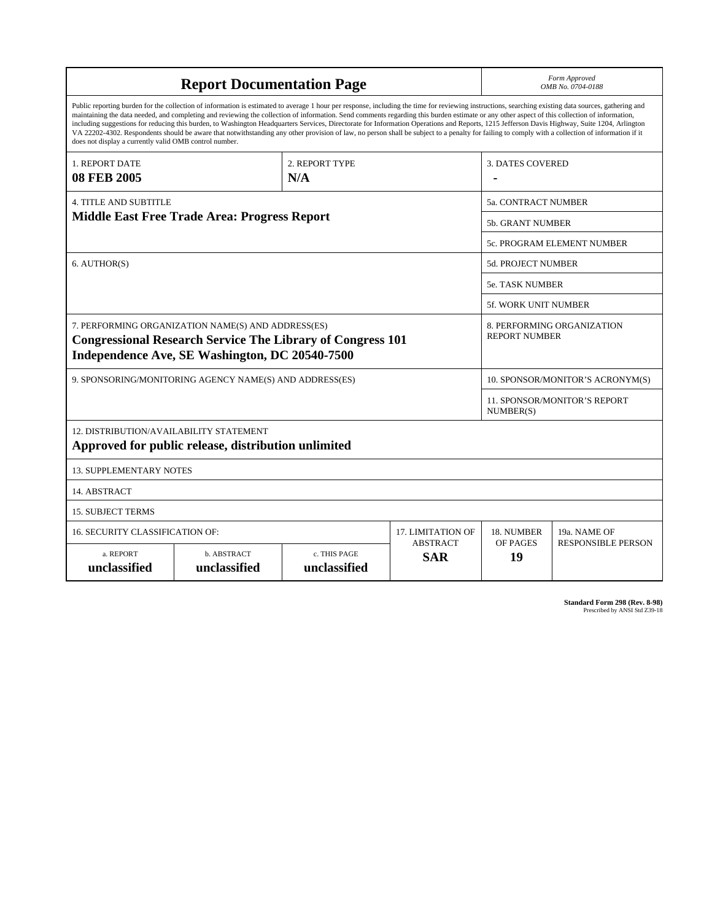# Report Documentation Page

*Form Approved*
*OMB No. 0704-0188*

Public reporting burden for the collection of information is estimated to average 1 hour per response, including the time for reviewing instructions, searching existing data sources, gathering and maintaining the data needed, and completing and reviewing the collection of information. Send comments regarding this burden estimate or any other aspect of this collection of information, including suggestions for reducing this burden, to Washington Headquarters Services, Directorate for Information Operations and Reports, 1215 Jefferson Davis Highway, Suite 1204, Arlington VA 22202-4302. Respondents should be aware that notwithstanding any other provision of law, no person shall be subject to a penalty for failing to comply with a collection of information if it does not display a currently valid OMB control number.

| 1. REPORT DATE | 2. REPORT TYPE | 3. DATES COVERED |
|---|---|---|
| **08 FEB 2005** | **N/A** | **-** |

| 4. TITLE AND SUBTITLE | 5a. CONTRACT NUMBER |
|---|---|
| **Middle East Free Trade Area: Progress Report** | 5b. GRANT NUMBER |
| | 5c. PROGRAM ELEMENT NUMBER |
| 6. AUTHOR(S) | 5d. PROJECT NUMBER |
| | 5e. TASK NUMBER |
| | 5f. WORK UNIT NUMBER |
| 7. PERFORMING ORGANIZATION NAME(S) AND ADDRESS(ES) **Congressional Research Service The Library of Congress 101 Independence Ave, SE Washington, DC 20540-7500** | 8. PERFORMING ORGANIZATION REPORT NUMBER |
| 9. SPONSORING/MONITORING AGENCY NAME(S) AND ADDRESS(ES) | 10. SPONSOR/MONITOR'S ACRONYM(S) |
| | 11. SPONSOR/MONITOR'S REPORT NUMBER(S) |

12. DISTRIBUTION/AVAILABILITY STATEMENT
**Approved for public release, distribution unlimited**

13. SUPPLEMENTARY NOTES

14. ABSTRACT

15. SUBJECT TERMS

| 16. SECURITY CLASSIFICATION OF: | | | 17. LIMITATION OF ABSTRACT | 18. NUMBER OF PAGES | 19a. NAME OF RESPONSIBLE PERSON |
|---|---|---|---|---|---|
| a. REPORT | b. ABSTRACT | c. THIS PAGE | | | |
| **unclassified** | **unclassified** | **unclassified** | **SAR** | **19** | |

**Standard Form 298 (Rev. 8-98)**
Prescribed by ANSI Std Z39-18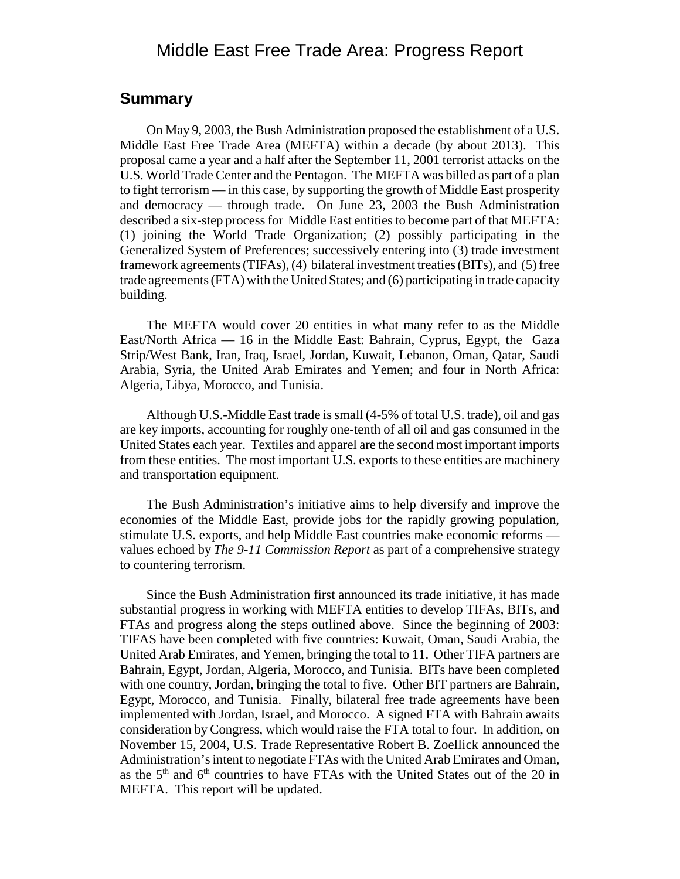# Middle East Free Trade Area: Progress Report

## Summary

On May 9, 2003, the Bush Administration proposed the establishment of a U.S. Middle East Free Trade Area (MEFTA) within a decade (by about 2013). This proposal came a year and a half after the September 11, 2001 terrorist attacks on the U.S. World Trade Center and the Pentagon. The MEFTA was billed as part of a plan to fight terrorism — in this case, by supporting the growth of Middle East prosperity and democracy — through trade. On June 23, 2003 the Bush Administration described a six-step process for Middle East entities to become part of that MEFTA: (1) joining the World Trade Organization; (2) possibly participating in the Generalized System of Preferences; successively entering into (3) trade investment framework agreements (TIFAs), (4) bilateral investment treaties (BITs), and (5) free trade agreements (FTA) with the United States; and (6) participating in trade capacity building.

The MEFTA would cover 20 entities in what many refer to as the Middle East/North Africa — 16 in the Middle East: Bahrain, Cyprus, Egypt, the Gaza Strip/West Bank, Iran, Iraq, Israel, Jordan, Kuwait, Lebanon, Oman, Qatar, Saudi Arabia, Syria, the United Arab Emirates and Yemen; and four in North Africa: Algeria, Libya, Morocco, and Tunisia.

Although U.S.-Middle East trade is small (4-5% of total U.S. trade), oil and gas are key imports, accounting for roughly one-tenth of all oil and gas consumed in the United States each year. Textiles and apparel are the second most important imports from these entities. The most important U.S. exports to these entities are machinery and transportation equipment.

The Bush Administration's initiative aims to help diversify and improve the economies of the Middle East, provide jobs for the rapidly growing population, stimulate U.S. exports, and help Middle East countries make economic reforms — values echoed by *The 9-11 Commission Report* as part of a comprehensive strategy to countering terrorism.

Since the Bush Administration first announced its trade initiative, it has made substantial progress in working with MEFTA entities to develop TIFAs, BITs, and FTAs and progress along the steps outlined above. Since the beginning of 2003: TIFAS have been completed with five countries: Kuwait, Oman, Saudi Arabia, the United Arab Emirates, and Yemen, bringing the total to 11. Other TIFA partners are Bahrain, Egypt, Jordan, Algeria, Morocco, and Tunisia. BITs have been completed with one country, Jordan, bringing the total to five. Other BIT partners are Bahrain, Egypt, Morocco, and Tunisia. Finally, bilateral free trade agreements have been implemented with Jordan, Israel, and Morocco. A signed FTA with Bahrain awaits consideration by Congress, which would raise the FTA total to four. In addition, on November 15, 2004, U.S. Trade Representative Robert B. Zoellick announced the Administration's intent to negotiate FTAs with the United Arab Emirates and Oman, as the 5$^{th}$ and 6$^{th}$ countries to have FTAs with the United States out of the 20 in MEFTA. This report will be updated.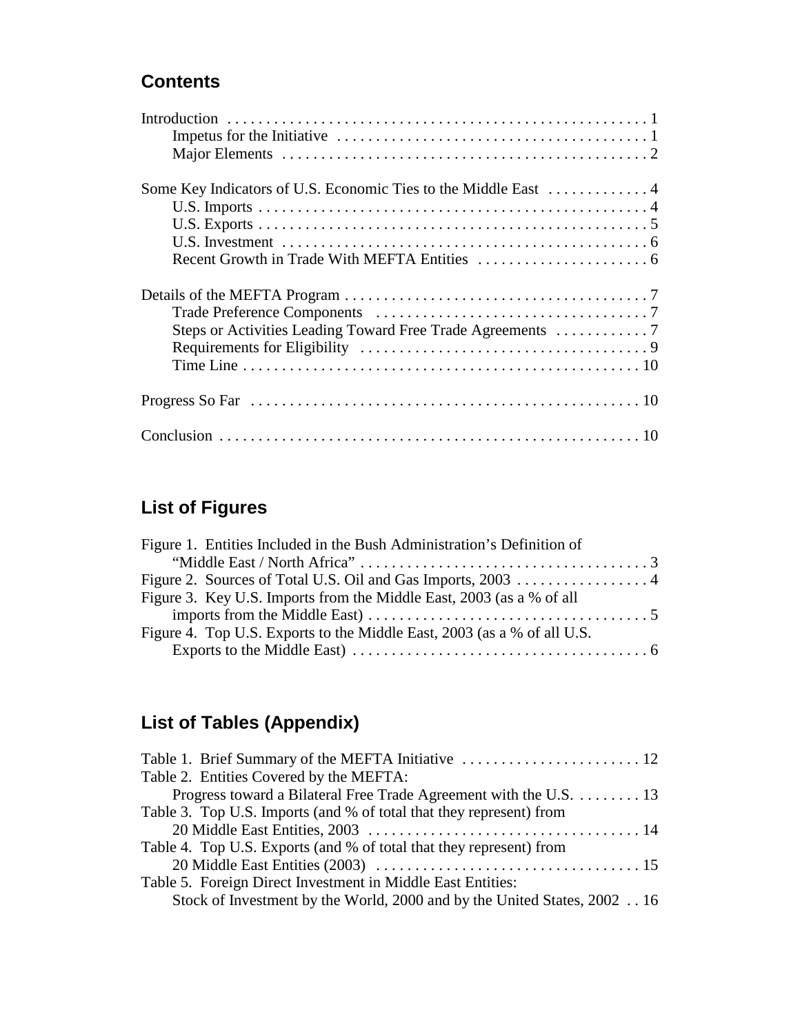## Contents

Introduction . . . . . . . . . . . . . . . . . . . . . . . . . . . . . . . . . . . . . . . . . . . . . . . . . . . . . 1
- Impetus for the Initiative . . . . . . . . . . . . . . . . . . . . . . . . . . . . . . . . . . . . . . . . 1
- Major Elements . . . . . . . . . . . . . . . . . . . . . . . . . . . . . . . . . . . . . . . . . . . . . . . 2

Some Key Indicators of U.S. Economic Ties to the Middle East . . . . . . . . . . . . . 4
- U.S. Imports . . . . . . . . . . . . . . . . . . . . . . . . . . . . . . . . . . . . . . . . . . . . . . . . . . 4
- U.S. Exports . . . . . . . . . . . . . . . . . . . . . . . . . . . . . . . . . . . . . . . . . . . . . . . . . . 5
- U.S. Investment . . . . . . . . . . . . . . . . . . . . . . . . . . . . . . . . . . . . . . . . . . . . . . . 6
- Recent Growth in Trade With MEFTA Entities . . . . . . . . . . . . . . . . . . . . . . 6

Details of the MEFTA Program . . . . . . . . . . . . . . . . . . . . . . . . . . . . . . . . . . . . . . . 7
- Trade Preference Components . . . . . . . . . . . . . . . . . . . . . . . . . . . . . . . . . . . 7
- Steps or Activities Leading Toward Free Trade Agreements . . . . . . . . . . . . 7
- Requirements for Eligibility . . . . . . . . . . . . . . . . . . . . . . . . . . . . . . . . . . . . . 9
- Time Line . . . . . . . . . . . . . . . . . . . . . . . . . . . . . . . . . . . . . . . . . . . . . . . . . . . 10

Progress So Far . . . . . . . . . . . . . . . . . . . . . . . . . . . . . . . . . . . . . . . . . . . . . . . . . . 10

Conclusion . . . . . . . . . . . . . . . . . . . . . . . . . . . . . . . . . . . . . . . . . . . . . . . . . . . . . 10

## List of Figures

Figure 1. Entities Included in the Bush Administration's Definition of "Middle East / North Africa" . . . . . . . . . . . . . . . . . . . . . . . . . . . . . . . . . . . . . 3

Figure 2. Sources of Total U.S. Oil and Gas Imports, 2003 . . . . . . . . . . . . . . . . . 4

Figure 3. Key U.S. Imports from the Middle East, 2003 (as a % of all imports from the Middle East) . . . . . . . . . . . . . . . . . . . . . . . . . . . . . . . . . . . . 5

Figure 4. Top U.S. Exports to the Middle East, 2003 (as a % of all U.S. Exports to the Middle East) . . . . . . . . . . . . . . . . . . . . . . . . . . . . . . . . . . . . . . 6

## List of Tables (Appendix)

Table 1. Brief Summary of the MEFTA Initiative . . . . . . . . . . . . . . . . . . . . . . . 12

Table 2. Entities Covered by the MEFTA: Progress toward a Bilateral Free Trade Agreement with the U.S. . . . . . . . . 13

Table 3. Top U.S. Imports (and % of total that they represent) from 20 Middle East Entities, 2003 . . . . . . . . . . . . . . . . . . . . . . . . . . . . . . . . . . . 14

Table 4. Top U.S. Exports (and % of total that they represent) from 20 Middle East Entities (2003) . . . . . . . . . . . . . . . . . . . . . . . . . . . . . . . . . . 15

Table 5. Foreign Direct Investment in Middle East Entities: Stock of Investment by the World, 2000 and by the United States, 2002 . . 16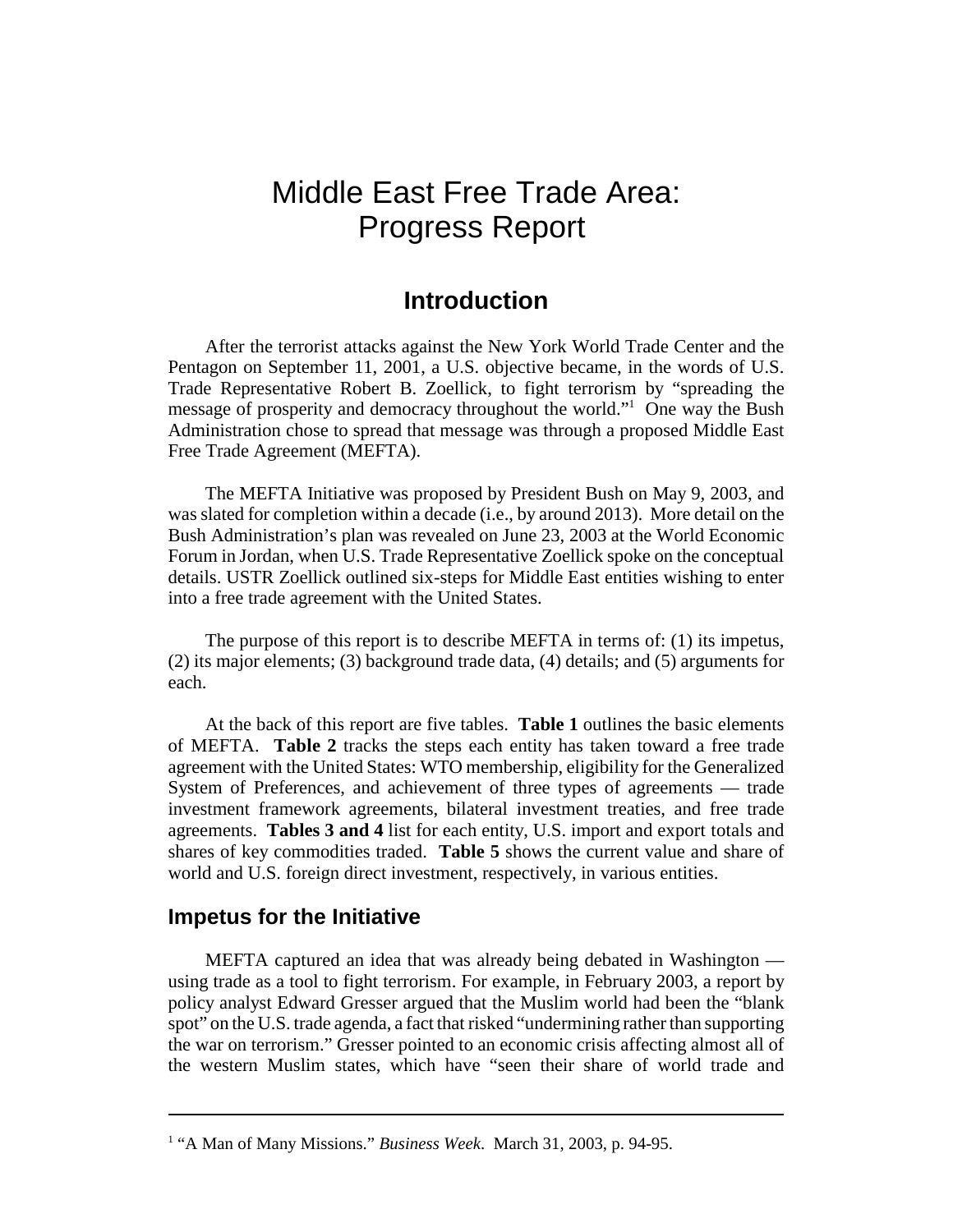# Middle East Free Trade Area: Progress Report

## Introduction

After the terrorist attacks against the New York World Trade Center and the Pentagon on September 11, 2001, a U.S. objective became, in the words of U.S. Trade Representative Robert B. Zoellick, to fight terrorism by "spreading the message of prosperity and democracy throughout the world."[1] One way the Bush Administration chose to spread that message was through a proposed Middle East Free Trade Agreement (MEFTA).

The MEFTA Initiative was proposed by President Bush on May 9, 2003, and was slated for completion within a decade (i.e., by around 2013). More detail on the Bush Administration's plan was revealed on June 23, 2003 at the World Economic Forum in Jordan, when U.S. Trade Representative Zoellick spoke on the conceptual details. USTR Zoellick outlined six-steps for Middle East entities wishing to enter into a free trade agreement with the United States.

The purpose of this report is to describe MEFTA in terms of: (1) its impetus, (2) its major elements; (3) background trade data, (4) details; and (5) arguments for each.

At the back of this report are five tables. **Table 1** outlines the basic elements of MEFTA. **Table 2** tracks the steps each entity has taken toward a free trade agreement with the United States: WTO membership, eligibility for the Generalized System of Preferences, and achievement of three types of agreements — trade investment framework agreements, bilateral investment treaties, and free trade agreements. **Tables 3 and 4** list for each entity, U.S. import and export totals and shares of key commodities traded. **Table 5** shows the current value and share of world and U.S. foreign direct investment, respectively, in various entities.

### Impetus for the Initiative

MEFTA captured an idea that was already being debated in Washington — using trade as a tool to fight terrorism. For example, in February 2003, a report by policy analyst Edward Gresser argued that the Muslim world had been the "blank spot" on the U.S. trade agenda, a fact that risked "undermining rather than supporting the war on terrorism." Gresser pointed to an economic crisis affecting almost all of the western Muslim states, which have "seen their share of world trade and

[1] "A Man of Many Missions." *Business Week*. March 31, 2003, p. 94-95.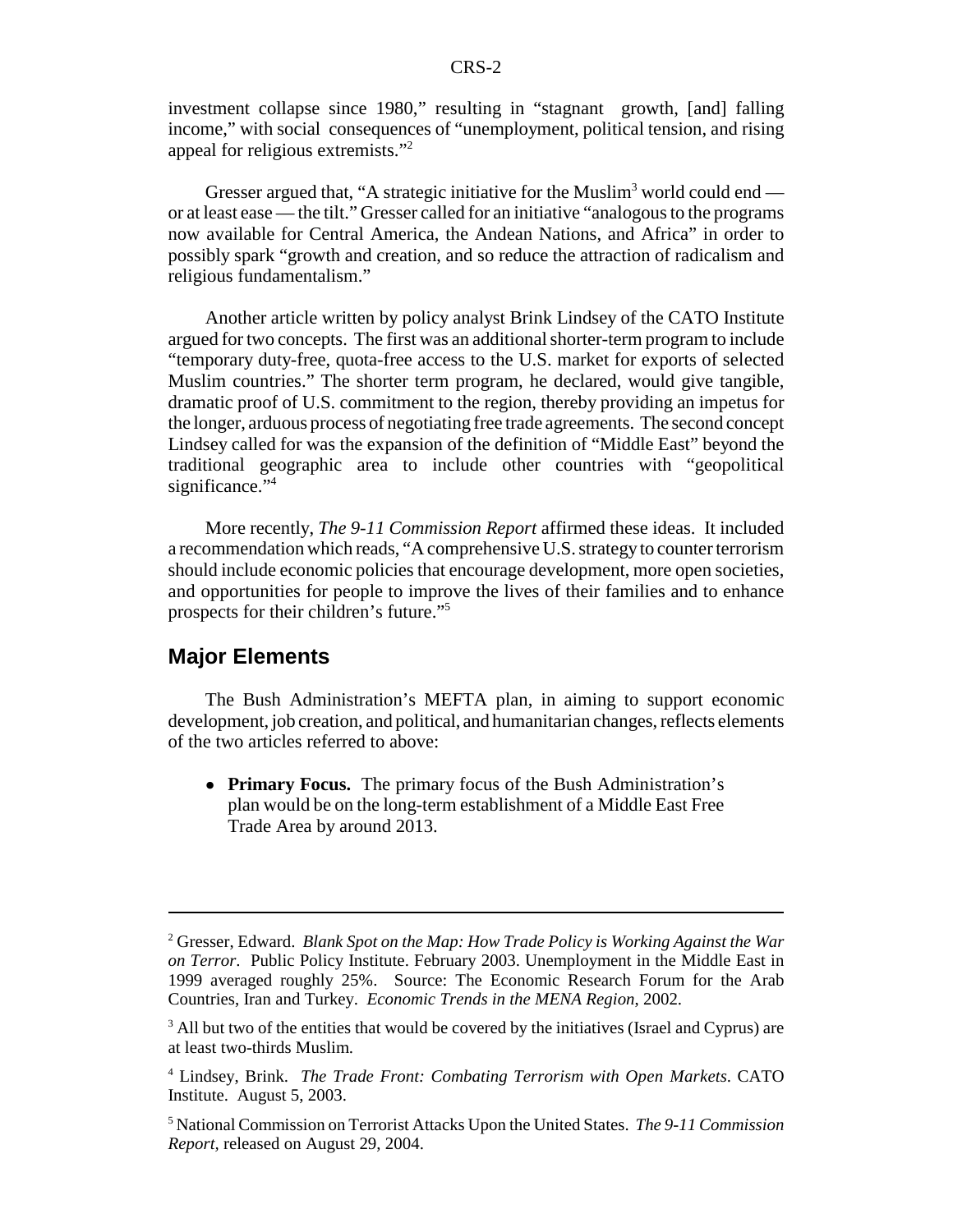investment collapse since 1980," resulting in "stagnant growth, [and] falling income," with social consequences of "unemployment, political tension, and rising appeal for religious extremists."[2]

Gresser argued that, "A strategic initiative for the Muslim[3] world could end — or at least ease — the tilt." Gresser called for an initiative "analogous to the programs now available for Central America, the Andean Nations, and Africa" in order to possibly spark "growth and creation, and so reduce the attraction of radicalism and religious fundamentalism."

Another article written by policy analyst Brink Lindsey of the CATO Institute argued for two concepts. The first was an additional shorter-term program to include "temporary duty-free, quota-free access to the U.S. market for exports of selected Muslim countries." The shorter term program, he declared, would give tangible, dramatic proof of U.S. commitment to the region, thereby providing an impetus for the longer, arduous process of negotiating free trade agreements. The second concept Lindsey called for was the expansion of the definition of "Middle East" beyond the traditional geographic area to include other countries with "geopolitical significance."[4]

More recently, *The 9-11 Commission Report* affirmed these ideas. It included a recommendation which reads, "A comprehensive U.S. strategy to counter terrorism should include economic policies that encourage development, more open societies, and opportunities for people to improve the lives of their families and to enhance prospects for their children's future."[5]

## Major Elements

The Bush Administration's MEFTA plan, in aiming to support economic development, job creation, and political, and humanitarian changes, reflects elements of the two articles referred to above:

- **Primary Focus.** The primary focus of the Bush Administration's plan would be on the long-term establishment of a Middle East Free Trade Area by around 2013.

---

[2] Gresser, Edward. *Blank Spot on the Map: How Trade Policy is Working Against the War on Terror*. Public Policy Institute. February 2003. Unemployment in the Middle East in 1999 averaged roughly 25%. Source: The Economic Research Forum for the Arab Countries, Iran and Turkey. *Economic Trends in the MENA Region*, 2002.

[3] All but two of the entities that would be covered by the initiatives (Israel and Cyprus) are at least two-thirds Muslim.

[4] Lindsey, Brink. *The Trade Front: Combating Terrorism with Open Markets*. CATO Institute. August 5, 2003.

[5] National Commission on Terrorist Attacks Upon the United States. *The 9-11 Commission Report*, released on August 29, 2004.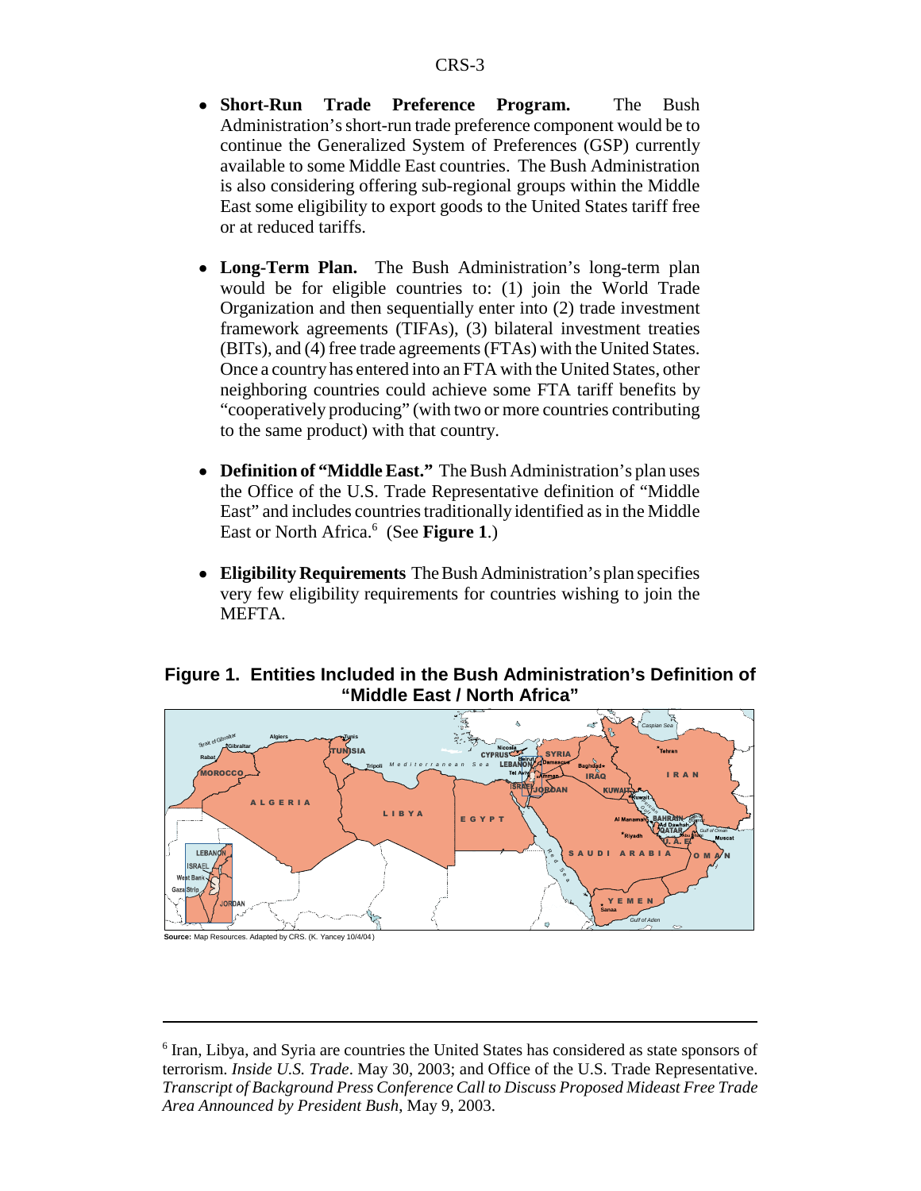- **Short-Run Trade Preference Program.** The Bush Administration's short-run trade preference component would be to continue the Generalized System of Preferences (GSP) currently available to some Middle East countries. The Bush Administration is also considering offering sub-regional groups within the Middle East some eligibility to export goods to the United States tariff free or at reduced tariffs.

- **Long-Term Plan.** The Bush Administration's long-term plan would be for eligible countries to: (1) join the World Trade Organization and then sequentially enter into (2) trade investment framework agreements (TIFAs), (3) bilateral investment treaties (BITs), and (4) free trade agreements (FTAs) with the United States. Once a country has entered into an FTA with the United States, other neighboring countries could achieve some FTA tariff benefits by "cooperatively producing" (with two or more countries contributing to the same product) with that country.

- **Definition of "Middle East."** The Bush Administration's plan uses the Office of the U.S. Trade Representative definition of "Middle East" and includes countries traditionally identified as in the Middle East or North Africa.[6] (See **Figure 1**.)

- **Eligibility Requirements** The Bush Administration's plan specifies very few eligibility requirements for countries wishing to join the MEFTA.

**Figure 1. Entities Included in the Bush Administration's Definition of "Middle East / North Africa"**

**Source:** Map Resources. Adapted by CRS. (K. Yancey 10/4/04)

---

[6] Iran, Libya, and Syria are countries the United States has considered as state sponsors of terrorism. *Inside U.S. Trade*. May 30, 2003; and Office of the U.S. Trade Representative. *Transcript of Background Press Conference Call to Discuss Proposed Mideast Free Trade Area Announced by President Bush*, May 9, 2003.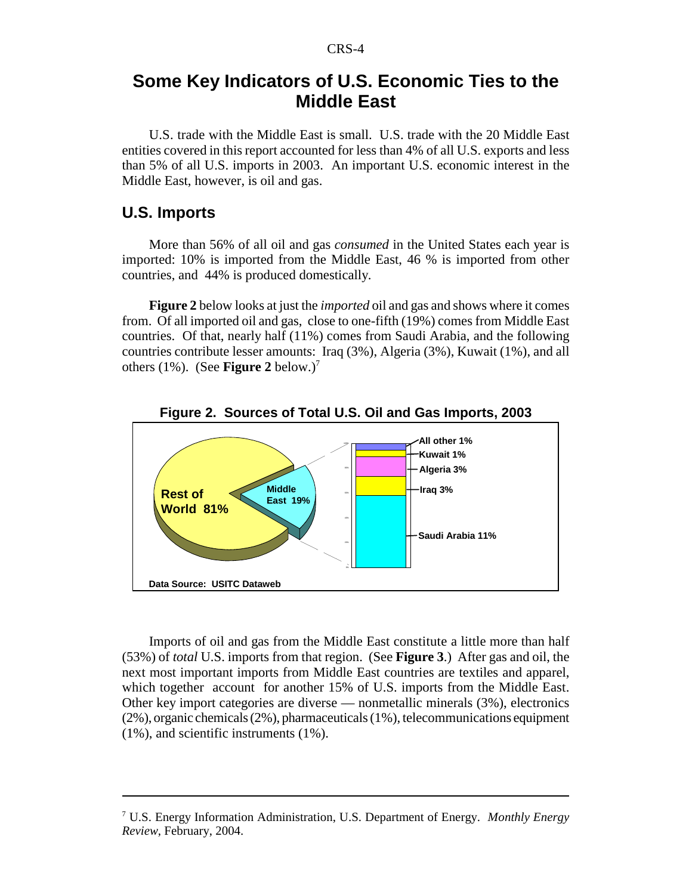# Some Key Indicators of U.S. Economic Ties to the Middle East

U.S. trade with the Middle East is small. U.S. trade with the 20 Middle East entities covered in this report accounted for less than 4% of all U.S. exports and less than 5% of all U.S. imports in 2003. An important U.S. economic interest in the Middle East, however, is oil and gas.

## U.S. Imports

More than 56% of all oil and gas *consumed* in the United States each year is imported: 10% is imported from the Middle East, 46 % is imported from other countries, and 44% is produced domestically.

**Figure 2** below looks at just the *imported* oil and gas and shows where it comes from. Of all imported oil and gas, close to one-fifth (19%) comes from Middle East countries. Of that, nearly half (11%) comes from Saudi Arabia, and the following countries contribute lesser amounts: Iraq (3%), Algeria (3%), Kuwait (1%), and all others (1%). (See **Figure 2** below.)[7]

**Figure 2. Sources of Total U.S. Oil and Gas Imports, 2003**

Rest of World 81%; Middle East 19%: All other 1%, Kuwait 1%, Algeria 3%, Iraq 3%, Saudi Arabia 11%

Data Source: USITC Dataweb

Imports of oil and gas from the Middle East constitute a little more than half (53%) of *total* U.S. imports from that region. (See **Figure 3**.) After gas and oil, the next most important imports from Middle East countries are textiles and apparel, which together account for another 15% of U.S. imports from the Middle East. Other key import categories are diverse — nonmetallic minerals (3%), electronics (2%), organic chemicals (2%), pharmaceuticals (1%), telecommunications equipment (1%), and scientific instruments (1%).

---

[7] U.S. Energy Information Administration, U.S. Department of Energy. *Monthly Energy Review*, February, 2004.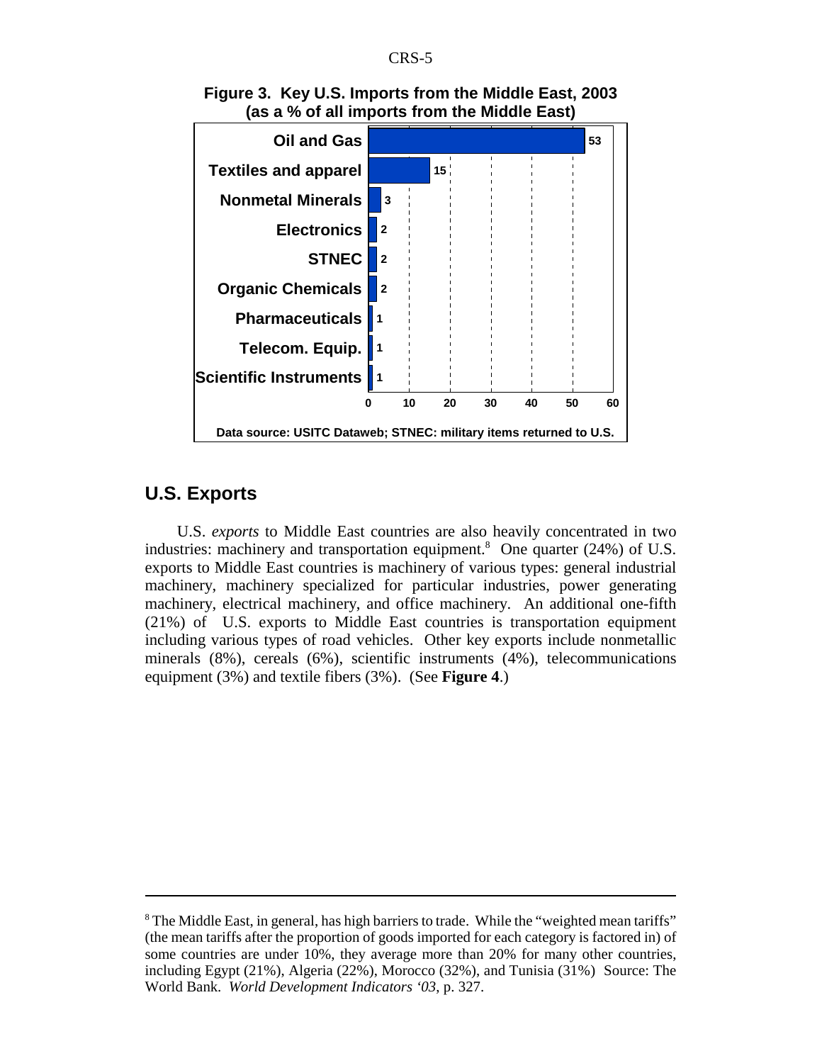**Figure 3. Key U.S. Imports from the Middle East, 2003 (as a % of all imports from the Middle East)**

| Category | % |
|---|---|
| Oil and Gas | 53 |
| Textiles and apparel | 15 |
| Nonmetal Minerals | 3 |
| Electronics | 2 |
| STNEC | 2 |
| Organic Chemicals | 2 |
| Pharmaceuticals | 1 |
| Telecom. Equip. | 1 |
| Scientific Instruments | 1 |

Data source: USITC Dataweb; STNEC: military items returned to U.S.

## U.S. Exports

U.S. *exports* to Middle East countries are also heavily concentrated in two industries: machinery and transportation equipment.[8] One quarter (24%) of U.S. exports to Middle East countries is machinery of various types: general industrial machinery, machinery specialized for particular industries, power generating machinery, electrical machinery, and office machinery. An additional one-fifth (21%) of U.S. exports to Middle East countries is transportation equipment including various types of road vehicles. Other key exports include nonmetallic minerals (8%), cereals (6%), scientific instruments (4%), telecommunications equipment (3%) and textile fibers (3%). (See **Figure 4**.)

---

[8] The Middle East, in general, has high barriers to trade. While the "weighted mean tariffs" (the mean tariffs after the proportion of goods imported for each category is factored in) of some countries are under 10%, they average more than 20% for many other countries, including Egypt (21%), Algeria (22%), Morocco (32%), and Tunisia (31%) Source: The World Bank. *World Development Indicators '03*, p. 327.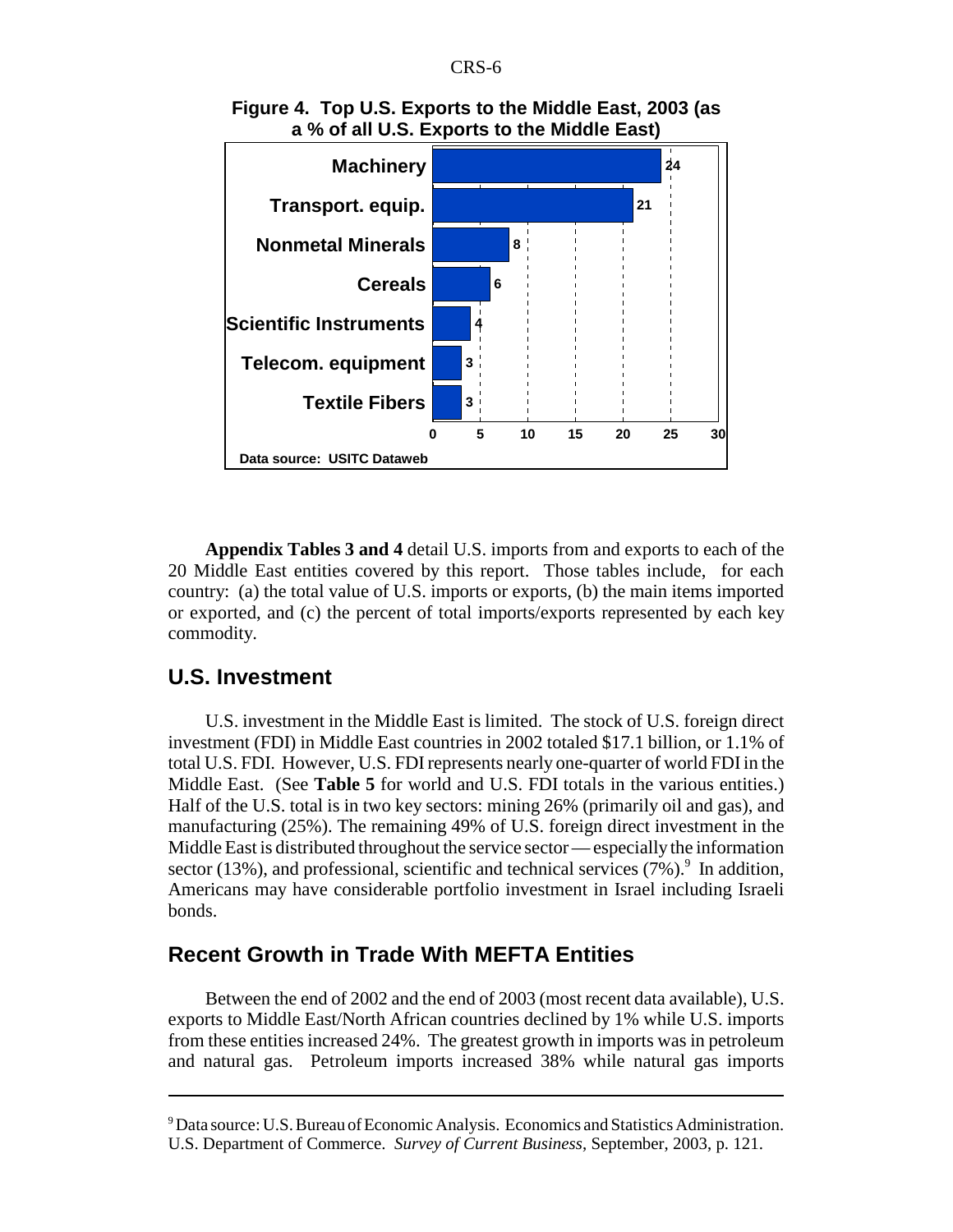**Figure 4. Top U.S. Exports to the Middle East, 2003 (as a % of all U.S. Exports to the Middle East)**

| Commodity | % |
|---|---|
| Machinery | 24 |
| Transport. equip. | 21 |
| Nonmetal Minerals | 8 |
| Cereals | 6 |
| Scientific Instruments | 4 |
| Telecom. equipment | 3 |
| Textile Fibers | 3 |

Data source: USITC Dataweb

**Appendix Tables 3 and 4** detail U.S. imports from and exports to each of the 20 Middle East entities covered by this report. Those tables include, for each country: (a) the total value of U.S. imports or exports, (b) the main items imported or exported, and (c) the percent of total imports/exports represented by each key commodity.

## U.S. Investment

U.S. investment in the Middle East is limited. The stock of U.S. foreign direct investment (FDI) in Middle East countries in 2002 totaled $17.1 billion, or 1.1% of total U.S. FDI. However, U.S. FDI represents nearly one-quarter of world FDI in the Middle East. (See **Table 5** for world and U.S. FDI totals in the various entities.) Half of the U.S. total is in two key sectors: mining 26% (primarily oil and gas), and manufacturing (25%). The remaining 49% of U.S. foreign direct investment in the Middle East is distributed throughout the service sector — especially the information sector (13%), and professional, scientific and technical services (7%).[9] In addition, Americans may have considerable portfolio investment in Israel including Israeli bonds.

## Recent Growth in Trade With MEFTA Entities

Between the end of 2002 and the end of 2003 (most recent data available), U.S. exports to Middle East/North African countries declined by 1% while U.S. imports from these entities increased 24%. The greatest growth in imports was in petroleum and natural gas. Petroleum imports increased 38% while natural gas imports

---

[9] Data source: U.S. Bureau of Economic Analysis. Economics and Statistics Administration. U.S. Department of Commerce. *Survey of Current Business*, September, 2003, p. 121.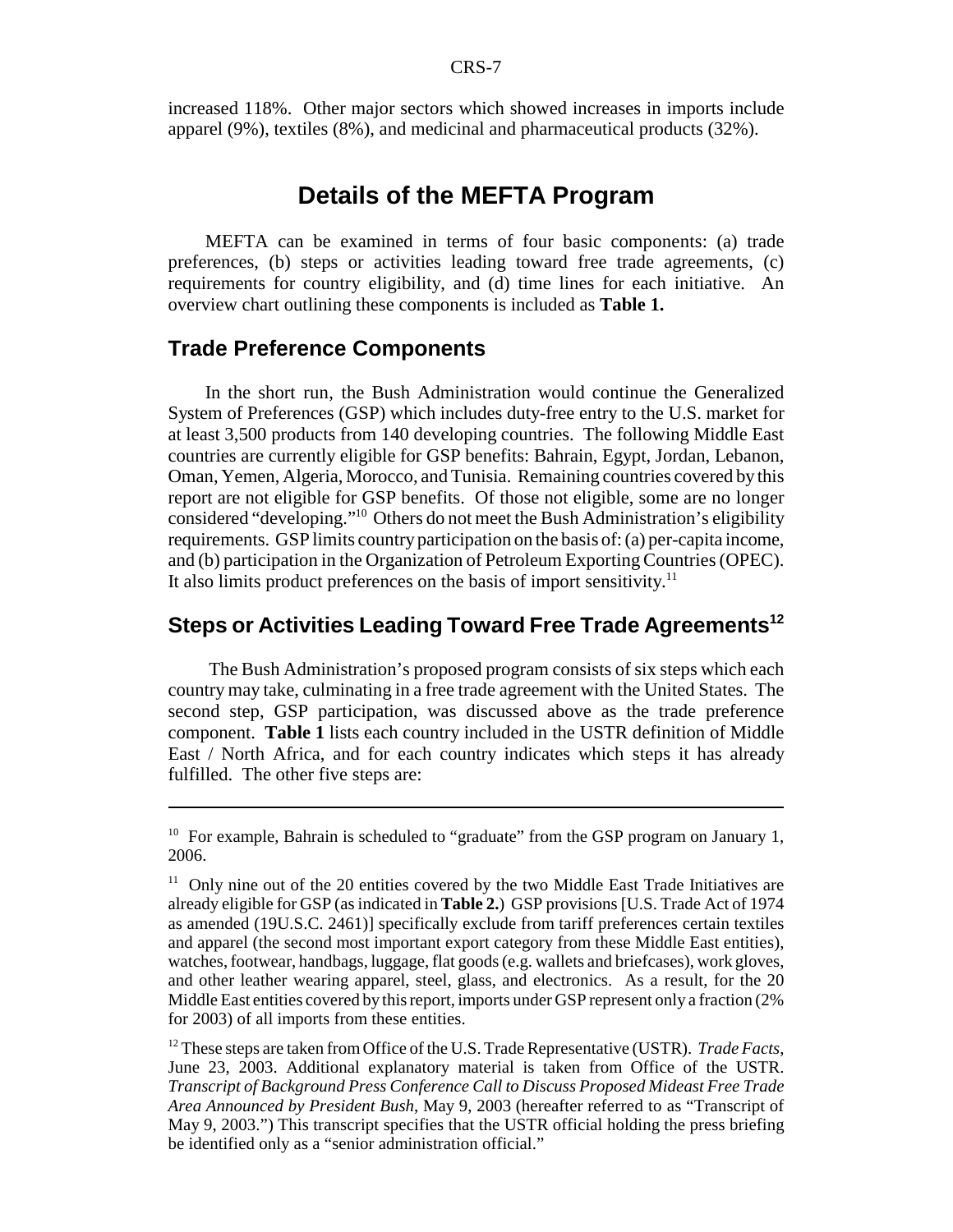increased 118%. Other major sectors which showed increases in imports include apparel (9%), textiles (8%), and medicinal and pharmaceutical products (32%).

# Details of the MEFTA Program

MEFTA can be examined in terms of four basic components: (a) trade preferences, (b) steps or activities leading toward free trade agreements, (c) requirements for country eligibility, and (d) time lines for each initiative. An overview chart outlining these components is included as **Table 1.**

## Trade Preference Components

In the short run, the Bush Administration would continue the Generalized System of Preferences (GSP) which includes duty-free entry to the U.S. market for at least 3,500 products from 140 developing countries. The following Middle East countries are currently eligible for GSP benefits: Bahrain, Egypt, Jordan, Lebanon, Oman, Yemen, Algeria, Morocco, and Tunisia. Remaining countries covered by this report are not eligible for GSP benefits. Of those not eligible, some are no longer considered "developing."[10] Others do not meet the Bush Administration's eligibility requirements. GSP limits country participation on the basis of: (a) per-capita income, and (b) participation in the Organization of Petroleum Exporting Countries (OPEC). It also limits product preferences on the basis of import sensitivity.[11]

## Steps or Activities Leading Toward Free Trade Agreements[12]

The Bush Administration's proposed program consists of six steps which each country may take, culminating in a free trade agreement with the United States. The second step, GSP participation, was discussed above as the trade preference component. **Table 1** lists each country included in the USTR definition of Middle East / North Africa, and for each country indicates which steps it has already fulfilled. The other five steps are:

---

[10] For example, Bahrain is scheduled to "graduate" from the GSP program on January 1, 2006.

[11] Only nine out of the 20 entities covered by the two Middle East Trade Initiatives are already eligible for GSP (as indicated in **Table 2.**) GSP provisions [U.S. Trade Act of 1974 as amended (19U.S.C. 2461)] specifically exclude from tariff preferences certain textiles and apparel (the second most important export category from these Middle East entities), watches, footwear, handbags, luggage, flat goods (e.g. wallets and briefcases), work gloves, and other leather wearing apparel, steel, glass, and electronics. As a result, for the 20 Middle East entities covered by this report, imports under GSP represent only a fraction (2% for 2003) of all imports from these entities.

[12] These steps are taken from Office of the U.S. Trade Representative (USTR). *Trade Facts*, June 23, 2003. Additional explanatory material is taken from Office of the USTR. *Transcript of Background Press Conference Call to Discuss Proposed Mideast Free Trade Area Announced by President Bush*, May 9, 2003 (hereafter referred to as "Transcript of May 9, 2003.") This transcript specifies that the USTR official holding the press briefing be identified only as a "senior administration official."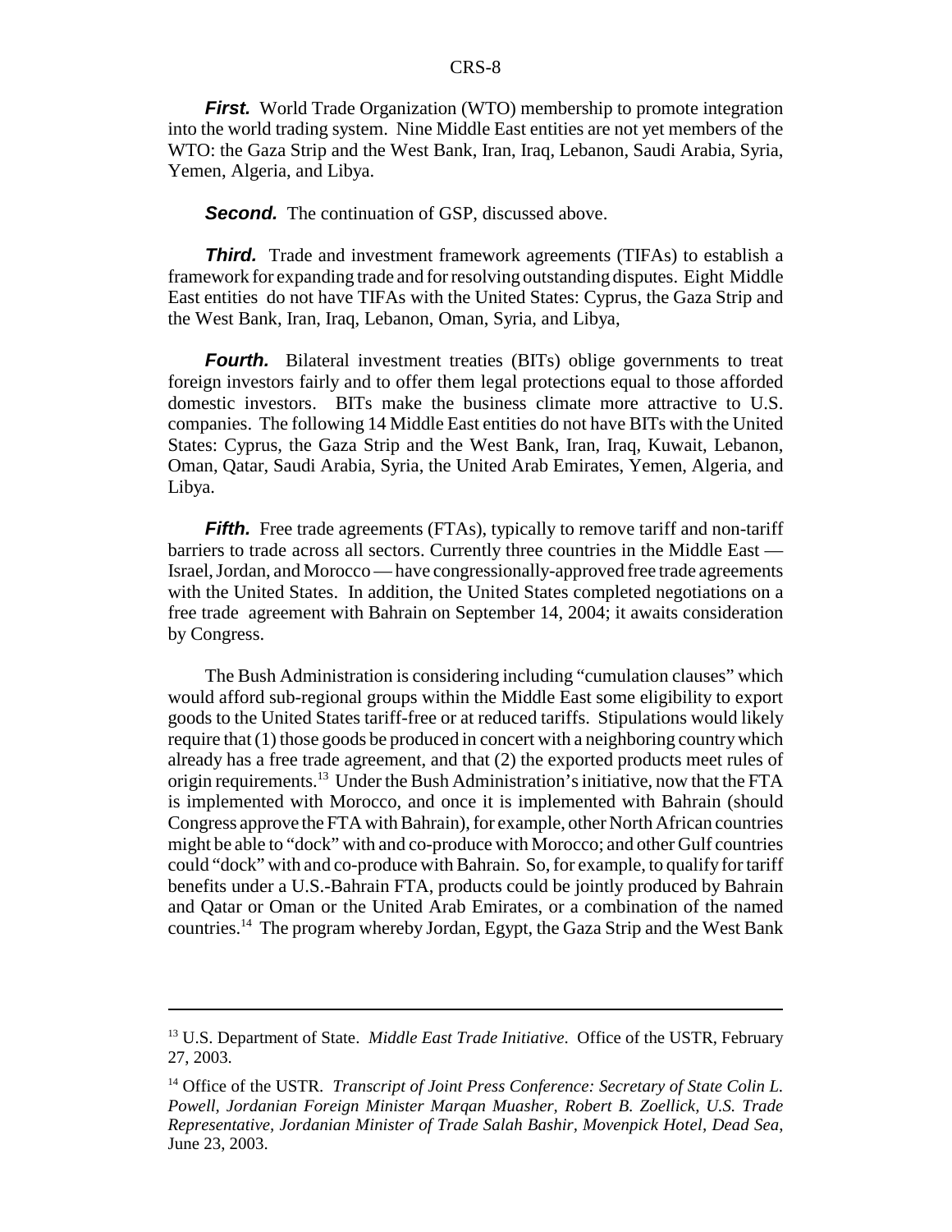***First.*** World Trade Organization (WTO) membership to promote integration into the world trading system. Nine Middle East entities are not yet members of the WTO: the Gaza Strip and the West Bank, Iran, Iraq, Lebanon, Saudi Arabia, Syria, Yemen, Algeria, and Libya.

***Second.*** The continuation of GSP, discussed above.

***Third.*** Trade and investment framework agreements (TIFAs) to establish a framework for expanding trade and for resolving outstanding disputes. Eight Middle East entities do not have TIFAs with the United States: Cyprus, the Gaza Strip and the West Bank, Iran, Iraq, Lebanon, Oman, Syria, and Libya,

***Fourth.*** Bilateral investment treaties (BITs) oblige governments to treat foreign investors fairly and to offer them legal protections equal to those afforded domestic investors. BITs make the business climate more attractive to U.S. companies. The following 14 Middle East entities do not have BITs with the United States: Cyprus, the Gaza Strip and the West Bank, Iran, Iraq, Kuwait, Lebanon, Oman, Qatar, Saudi Arabia, Syria, the United Arab Emirates, Yemen, Algeria, and Libya.

***Fifth.*** Free trade agreements (FTAs), typically to remove tariff and non-tariff barriers to trade across all sectors. Currently three countries in the Middle East — Israel, Jordan, and Morocco — have congressionally-approved free trade agreements with the United States. In addition, the United States completed negotiations on a free trade agreement with Bahrain on September 14, 2004; it awaits consideration by Congress.

The Bush Administration is considering including "cumulation clauses" which would afford sub-regional groups within the Middle East some eligibility to export goods to the United States tariff-free or at reduced tariffs. Stipulations would likely require that (1) those goods be produced in concert with a neighboring country which already has a free trade agreement, and that (2) the exported products meet rules of origin requirements.[13] Under the Bush Administration's initiative, now that the FTA is implemented with Morocco, and once it is implemented with Bahrain (should Congress approve the FTA with Bahrain), for example, other North African countries might be able to "dock" with and co-produce with Morocco; and other Gulf countries could "dock" with and co-produce with Bahrain. So, for example, to qualify for tariff benefits under a U.S.-Bahrain FTA, products could be jointly produced by Bahrain and Qatar or Oman or the United Arab Emirates, or a combination of the named countries.[14] The program whereby Jordan, Egypt, the Gaza Strip and the West Bank

---

[13] U.S. Department of State. *Middle East Trade Initiative*. Office of the USTR, February 27, 2003.

[14] Office of the USTR. *Transcript of Joint Press Conference: Secretary of State Colin L. Powell, Jordanian Foreign Minister Marqan Muasher, Robert B. Zoellick, U.S. Trade Representative, Jordanian Minister of Trade Salah Bashir, Movenpick Hotel, Dead Sea*, June 23, 2003.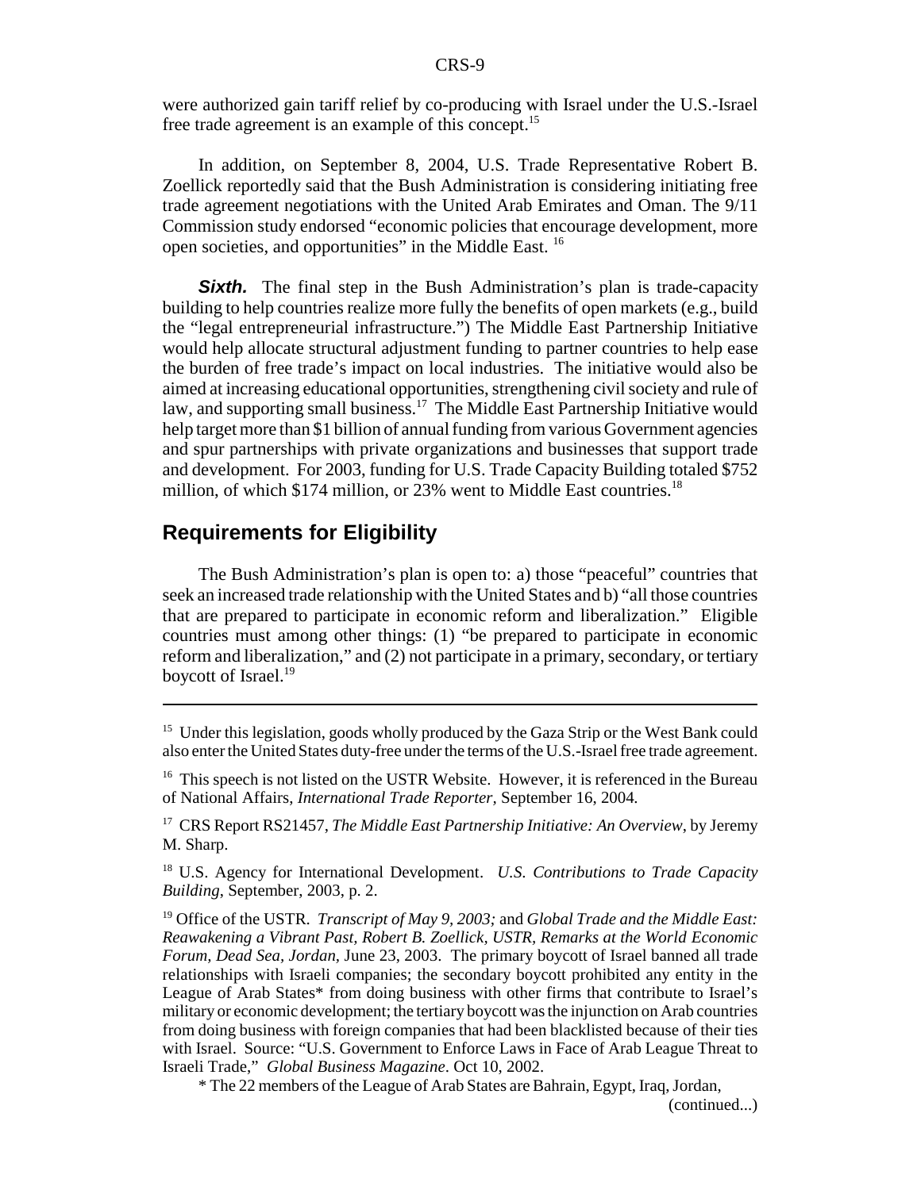were authorized gain tariff relief by co-producing with Israel under the U.S.-Israel free trade agreement is an example of this concept.[15]

In addition, on September 8, 2004, U.S. Trade Representative Robert B. Zoellick reportedly said that the Bush Administration is considering initiating free trade agreement negotiations with the United Arab Emirates and Oman. The 9/11 Commission study endorsed "economic policies that encourage development, more open societies, and opportunities" in the Middle East. [16]

***Sixth.*** The final step in the Bush Administration's plan is trade-capacity building to help countries realize more fully the benefits of open markets (e.g., build the "legal entrepreneurial infrastructure.") The Middle East Partnership Initiative would help allocate structural adjustment funding to partner countries to help ease the burden of free trade's impact on local industries. The initiative would also be aimed at increasing educational opportunities, strengthening civil society and rule of law, and supporting small business.[17] The Middle East Partnership Initiative would help target more than $1 billion of annual funding from various Government agencies and spur partnerships with private organizations and businesses that support trade and development. For 2003, funding for U.S. Trade Capacity Building totaled $752 million, of which $174 million, or 23% went to Middle East countries.[18]

## Requirements for Eligibility

The Bush Administration's plan is open to: a) those "peaceful" countries that seek an increased trade relationship with the United States and b) "all those countries that are prepared to participate in economic reform and liberalization." Eligible countries must among other things: (1) "be prepared to participate in economic reform and liberalization," and (2) not participate in a primary, secondary, or tertiary boycott of Israel.[19]

---

[15] Under this legislation, goods wholly produced by the Gaza Strip or the West Bank could also enter the United States duty-free under the terms of the U.S.-Israel free trade agreement.

[16] This speech is not listed on the USTR Website. However, it is referenced in the Bureau of National Affairs, *International Trade Reporter,* September 16, 2004.

[17] CRS Report RS21457, *The Middle East Partnership Initiative: An Overview*, by Jeremy M. Sharp.

[18] U.S. Agency for International Development. *U.S. Contributions to Trade Capacity Building*, September, 2003, p. 2.

[19] Office of the USTR. *Transcript of May 9, 2003;* and *Global Trade and the Middle East: Reawakening a Vibrant Past, Robert B. Zoellick, USTR, Remarks at the World Economic Forum, Dead Sea, Jordan,* June 23, 2003. The primary boycott of Israel banned all trade relationships with Israeli companies; the secondary boycott prohibited any entity in the League of Arab States* from doing business with other firms that contribute to Israel's military or economic development; the tertiary boycott was the injunction on Arab countries from doing business with foreign companies that had been blacklisted because of their ties with Israel. Source: "U.S. Government to Enforce Laws in Face of Arab League Threat to Israeli Trade," *Global Business Magazine*. Oct 10, 2002.

* The 22 members of the League of Arab States are Bahrain, Egypt, Iraq, Jordan,

(continued...)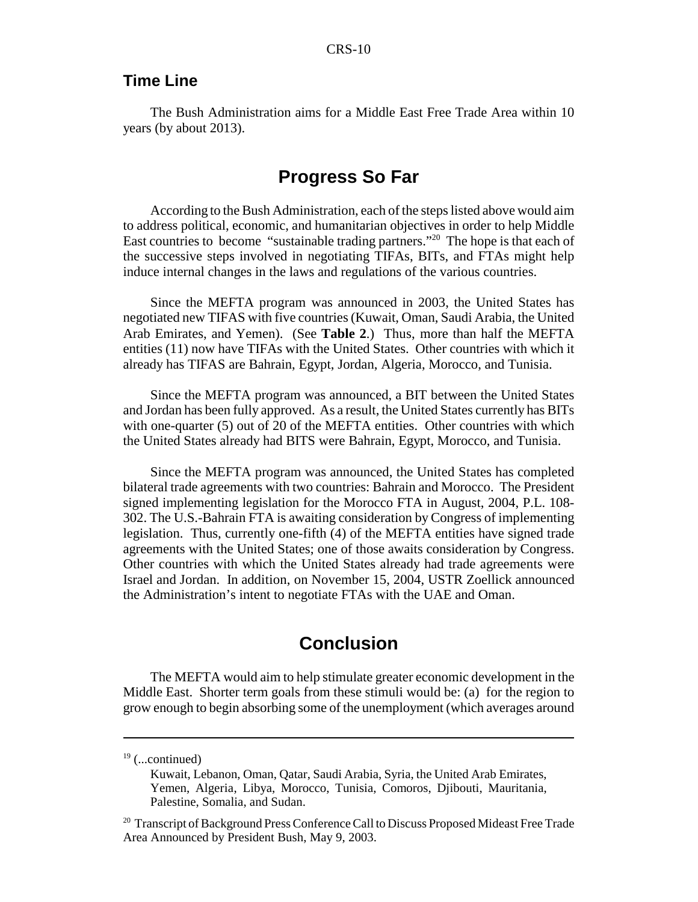### Time Line

The Bush Administration aims for a Middle East Free Trade Area within 10 years (by about 2013).

## Progress So Far

According to the Bush Administration, each of the steps listed above would aim to address political, economic, and humanitarian objectives in order to help Middle East countries to become "sustainable trading partners."[20] The hope is that each of the successive steps involved in negotiating TIFAs, BITs, and FTAs might help induce internal changes in the laws and regulations of the various countries.

Since the MEFTA program was announced in 2003, the United States has negotiated new TIFAS with five countries (Kuwait, Oman, Saudi Arabia, the United Arab Emirates, and Yemen). (See **Table 2**.) Thus, more than half the MEFTA entities (11) now have TIFAs with the United States. Other countries with which it already has TIFAS are Bahrain, Egypt, Jordan, Algeria, Morocco, and Tunisia.

Since the MEFTA program was announced, a BIT between the United States and Jordan has been fully approved. As a result, the United States currently has BITs with one-quarter (5) out of 20 of the MEFTA entities. Other countries with which the United States already had BITS were Bahrain, Egypt, Morocco, and Tunisia.

Since the MEFTA program was announced, the United States has completed bilateral trade agreements with two countries: Bahrain and Morocco. The President signed implementing legislation for the Morocco FTA in August, 2004, P.L. 108-302. The U.S.-Bahrain FTA is awaiting consideration by Congress of implementing legislation. Thus, currently one-fifth (4) of the MEFTA entities have signed trade agreements with the United States; one of those awaits consideration by Congress. Other countries with which the United States already had trade agreements were Israel and Jordan. In addition, on November 15, 2004, USTR Zoellick announced the Administration's intent to negotiate FTAs with the UAE and Oman.

## Conclusion

The MEFTA would aim to help stimulate greater economic development in the Middle East. Shorter term goals from these stimuli would be: (a) for the region to grow enough to begin absorbing some of the unemployment (which averages around

---

[19] (...continued)
Kuwait, Lebanon, Oman, Qatar, Saudi Arabia, Syria, the United Arab Emirates, Yemen, Algeria, Libya, Morocco, Tunisia, Comoros, Djibouti, Mauritania, Palestine, Somalia, and Sudan.

[20] Transcript of Background Press Conference Call to Discuss Proposed Mideast Free Trade Area Announced by President Bush, May 9, 2003.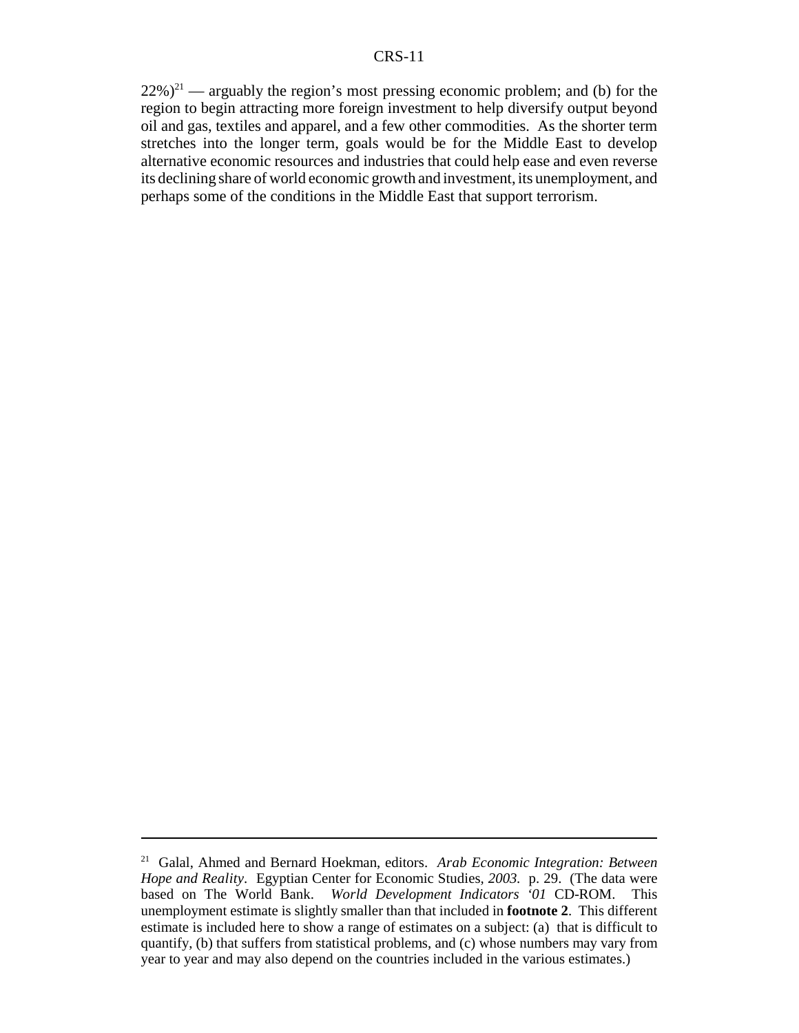22%)[21] — arguably the region's most pressing economic problem; and (b) for the region to begin attracting more foreign investment to help diversify output beyond oil and gas, textiles and apparel, and a few other commodities. As the shorter term stretches into the longer term, goals would be for the Middle East to develop alternative economic resources and industries that could help ease and even reverse its declining share of world economic growth and investment, its unemployment, and perhaps some of the conditions in the Middle East that support terrorism.

---

[21] Galal, Ahmed and Bernard Hoekman, editors. *Arab Economic Integration: Between Hope and Reality*. Egyptian Center for Economic Studies, *2003.* p. 29. (The data were based on The World Bank. *World Development Indicators '01* CD-ROM. This unemployment estimate is slightly smaller than that included in **footnote 2**. This different estimate is included here to show a range of estimates on a subject: (a) that is difficult to quantify, (b) that suffers from statistical problems, and (c) whose numbers may vary from year to year and may also depend on the countries included in the various estimates.)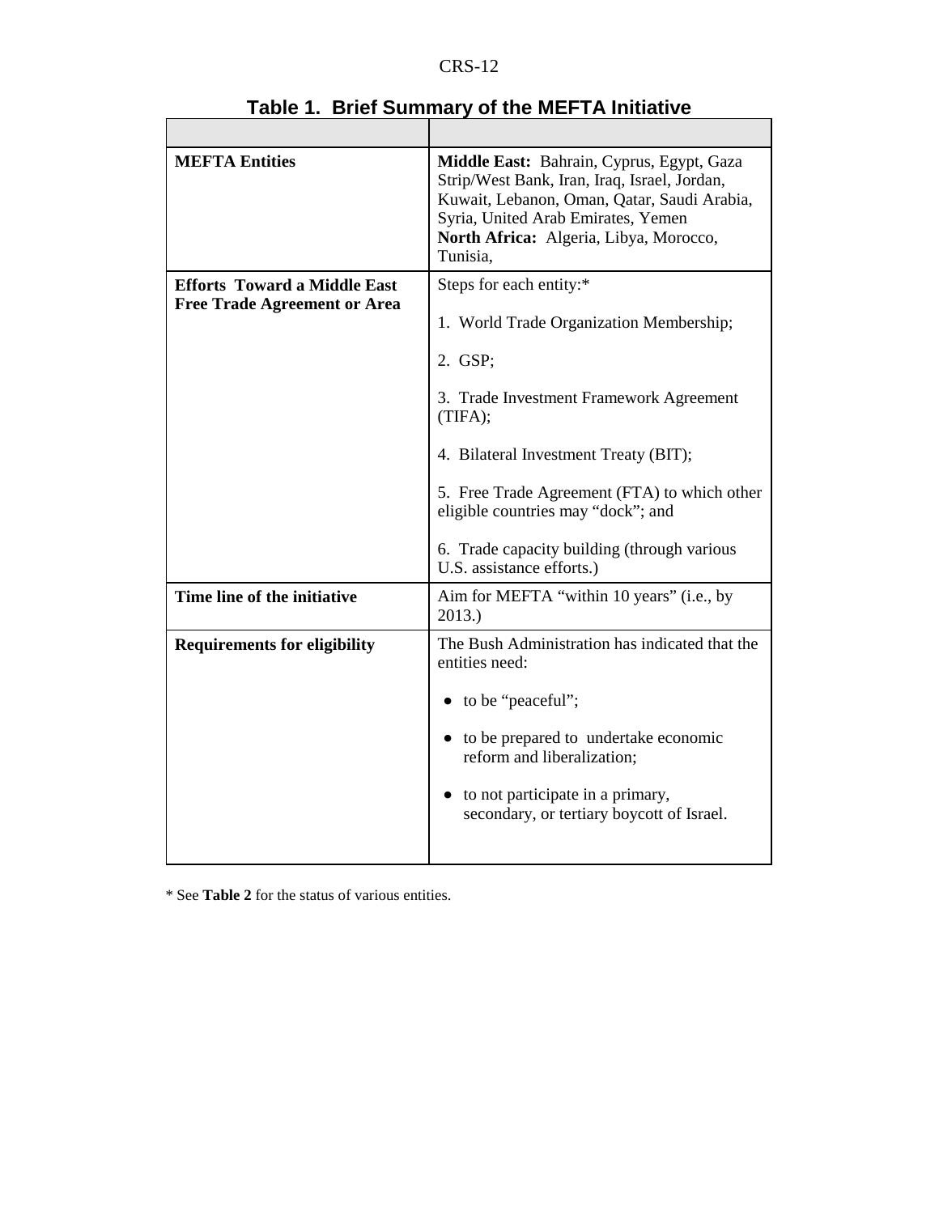**Table 1. Brief Summary of the MEFTA Initiative**

| | |
|---|---|
| **MEFTA Entities** | **Middle East:** Bahrain, Cyprus, Egypt, Gaza Strip/West Bank, Iran, Iraq, Israel, Jordan, Kuwait, Lebanon, Oman, Qatar, Saudi Arabia, Syria, United Arab Emirates, Yemen<br>**North Africa:** Algeria, Libya, Morocco, Tunisia, |
| **Efforts Toward a Middle East Free Trade Agreement or Area** | Steps for each entity:*<br><br>1. World Trade Organization Membership;<br><br>2. GSP;<br><br>3. Trade Investment Framework Agreement (TIFA);<br><br>4. Bilateral Investment Treaty (BIT);<br><br>5. Free Trade Agreement (FTA) to which other eligible countries may "dock"; and<br><br>6. Trade capacity building (through various U.S. assistance efforts.) |
| **Time line of the initiative** | Aim for MEFTA "within 10 years" (i.e., by 2013.) |
| **Requirements for eligibility** | The Bush Administration has indicated that the entities need:<br><br>• to be "peaceful";<br><br>• to be prepared to undertake economic reform and liberalization;<br><br>• to not participate in a primary, secondary, or tertiary boycott of Israel. |

* See **Table 2** for the status of various entities.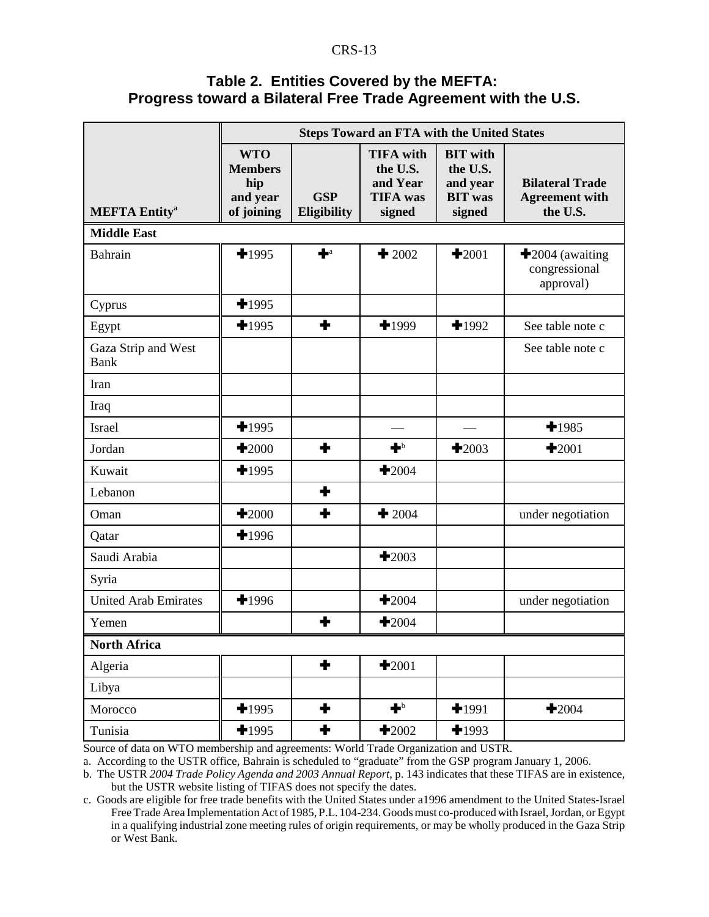**Table 2. Entities Covered by the MEFTA: Progress toward a Bilateral Free Trade Agreement with the U.S.**

| MEFTA Entity[a] | Steps Toward an FTA with the United States | | | | |
|---|---|---|---|---|---|
| | WTO Membership and year of joining | GSP Eligibility | TIFA with the U.S. and Year TIFA was signed | BIT with the U.S. and year BIT was signed | Bilateral Trade Agreement with the U.S. |
| **Middle East** | | | | | |
| Bahrain | ✚1995 | ✚[a] | ✚ 2002 | ✚2001 | ✚2004 (awaiting congressional approval) |
| Cyprus | ✚1995 | | | | |
| Egypt | ✚1995 | ✚ | ✚1999 | ✚1992 | See table note c |
| Gaza Strip and West Bank | | | | | See table note c |
| Iran | | | | | |
| Iraq | | | | | |
| Israel | ✚1995 | | — | — | ✚1985 |
| Jordan | ✚2000 | ✚ | ✚[b] | ✚2003 | ✚2001 |
| Kuwait | ✚1995 | | ✚2004 | | |
| Lebanon | | ✚ | | | |
| Oman | ✚2000 | ✚ | ✚ 2004 | | under negotiation |
| Qatar | ✚1996 | | | | |
| Saudi Arabia | | | ✚2003 | | |
| Syria | | | | | |
| United Arab Emirates | ✚1996 | | ✚2004 | | under negotiation |
| Yemen | | ✚ | ✚2004 | | |
| **North Africa** | | | | | |
| Algeria | | ✚ | ✚2001 | | |
| Libya | | | | | |
| Morocco | ✚1995 | ✚ | ✚[b] | ✚1991 | ✚2004 |
| Tunisia | ✚1995 | ✚ | ✚2002 | ✚1993 | |

Source of data on WTO membership and agreements: World Trade Organization and USTR.

a. According to the USTR office, Bahrain is scheduled to "graduate" from the GSP program January 1, 2006.

b. The USTR *2004 Trade Policy Agenda and 2003 Annual Report*, p. 143 indicates that these TIFAS are in existence, but the USTR website listing of TIFAS does not specify the dates.

c. Goods are eligible for free trade benefits with the United States under a1996 amendment to the United States-Israel Free Trade Area Implementation Act of 1985, P.L. 104-234. Goods must co-produced with Israel, Jordan, or Egypt in a qualifying industrial zone meeting rules of origin requirements, or may be wholly produced in the Gaza Strip or West Bank.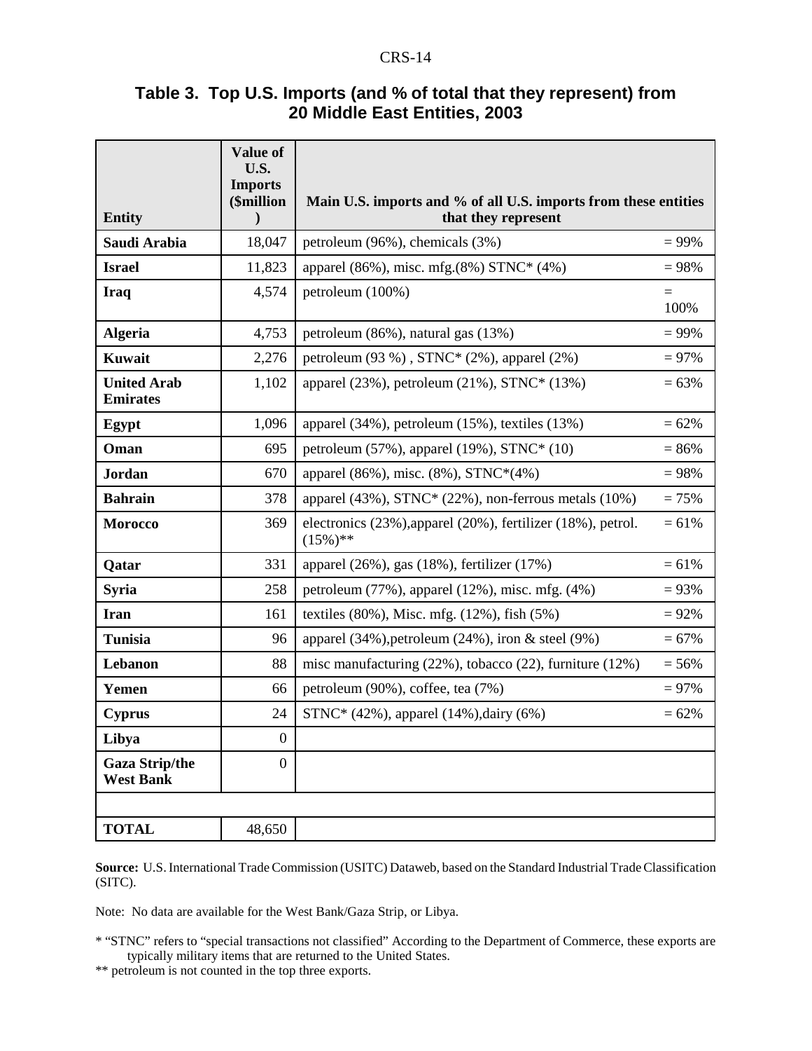### Table 3. Top U.S. Imports (and % of total that they represent) from 20 Middle East Entities, 2003

| Entity | Value of U.S. Imports ($million) | Main U.S. imports and % of all U.S. imports from these entities that they represent | |
|---|---|---|---|
| **Saudi Arabia** | 18,047 | petroleum (96%), chemicals (3%) | = 99% |
| **Israel** | 11,823 | apparel (86%), misc. mfg.(8%) STNC* (4%) | = 98% |
| **Iraq** | 4,574 | petroleum (100%) | = 100% |
| **Algeria** | 4,753 | petroleum (86%), natural gas (13%) | = 99% |
| **Kuwait** | 2,276 | petroleum (93 %) , STNC* (2%), apparel (2%) | = 97% |
| **United Arab Emirates** | 1,102 | apparel (23%), petroleum (21%), STNC* (13%) | = 63% |
| **Egypt** | 1,096 | apparel (34%), petroleum (15%), textiles (13%) | = 62% |
| **Oman** | 695 | petroleum (57%), apparel (19%), STNC* (10) | = 86% |
| **Jordan** | 670 | apparel (86%), misc. (8%), STNC*(4%) | = 98% |
| **Bahrain** | 378 | apparel (43%), STNC* (22%), non-ferrous metals (10%) | = 75% |
| **Morocco** | 369 | electronics (23%),apparel (20%), fertilizer (18%), petrol. (15%)** | = 61% |
| **Qatar** | 331 | apparel (26%), gas (18%), fertilizer (17%) | = 61% |
| **Syria** | 258 | petroleum (77%), apparel (12%), misc. mfg. (4%) | = 93% |
| **Iran** | 161 | textiles (80%), Misc. mfg. (12%), fish (5%) | = 92% |
| **Tunisia** | 96 | apparel (34%),petroleum (24%), iron & steel (9%) | = 67% |
| **Lebanon** | 88 | misc manufacturing (22%), tobacco (22), furniture (12%) | = 56% |
| **Yemen** | 66 | petroleum (90%), coffee, tea (7%) | = 97% |
| **Cyprus** | 24 | STNC* (42%), apparel (14%),dairy (6%) | = 62% |
| **Libya** | 0 | | |
| **Gaza Strip/the West Bank** | 0 | | |
| | | | |
| **TOTAL** | 48,650 | | |

**Source:** U.S. International Trade Commission (USITC) Dataweb, based on the Standard Industrial Trade Classification (SITC).

Note: No data are available for the West Bank/Gaza Strip, or Libya.

* "STNC" refers to "special transactions not classified" According to the Department of Commerce, these exports are typically military items that are returned to the United States.

** petroleum is not counted in the top three exports.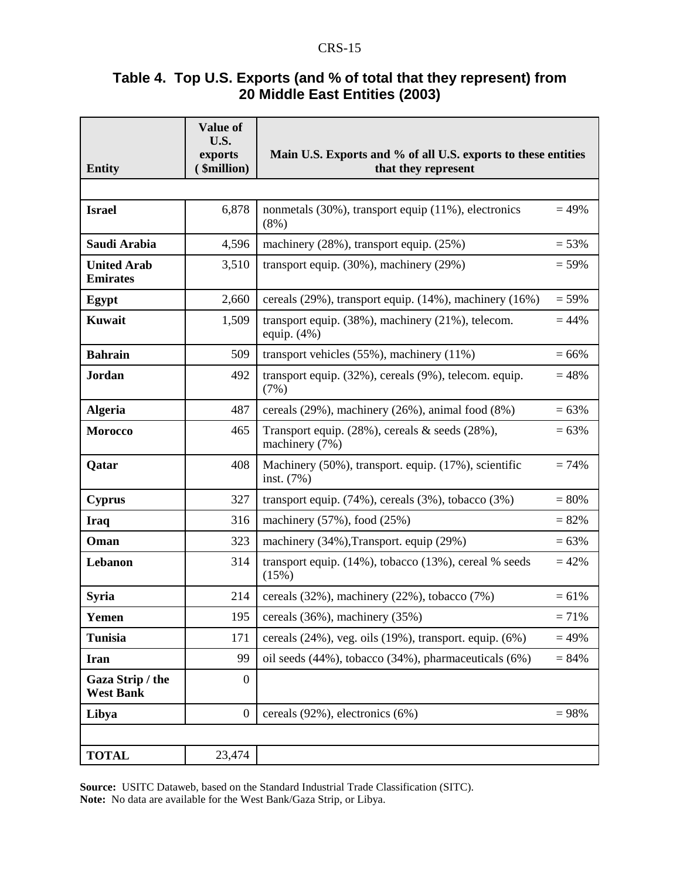## Table 4. Top U.S. Exports (and % of total that they represent) from 20 Middle East Entities (2003)

| Entity | Value of U.S. exports ($million) | Main U.S. Exports and % of all U.S. exports to these entities that they represent | |
|---|---|---|---|
| | | | |
| **Israel** | 6,878 | nonmetals (30%), transport equip (11%), electronics (8%) | = 49% |
| **Saudi Arabia** | 4,596 | machinery (28%), transport equip. (25%) | = 53% |
| **United Arab Emirates** | 3,510 | transport equip. (30%), machinery (29%) | = 59% |
| **Egypt** | 2,660 | cereals (29%), transport equip. (14%), machinery (16%) | = 59% |
| **Kuwait** | 1,509 | transport equip. (38%), machinery (21%), telecom. equip. (4%) | = 44% |
| **Bahrain** | 509 | transport vehicles (55%), machinery (11%) | = 66% |
| **Jordan** | 492 | transport equip. (32%), cereals (9%), telecom. equip. (7%) | = 48% |
| **Algeria** | 487 | cereals (29%), machinery (26%), animal food (8%) | = 63% |
| **Morocco** | 465 | Transport equip. (28%), cereals & seeds (28%), machinery (7%) | = 63% |
| **Qatar** | 408 | Machinery (50%), transport. equip. (17%), scientific inst. (7%) | = 74% |
| **Cyprus** | 327 | transport equip. (74%), cereals (3%), tobacco (3%) | = 80% |
| **Iraq** | 316 | machinery (57%), food (25%) | = 82% |
| **Oman** | 323 | machinery (34%),Transport. equip (29%) | = 63% |
| **Lebanon** | 314 | transport equip. (14%), tobacco (13%), cereal % seeds (15%) | = 42% |
| **Syria** | 214 | cereals (32%), machinery (22%), tobacco (7%) | = 61% |
| **Yemen** | 195 | cereals (36%), machinery (35%) | = 71% |
| **Tunisia** | 171 | cereals (24%), veg. oils (19%), transport. equip. (6%) | = 49% |
| **Iran** | 99 | oil seeds (44%), tobacco (34%), pharmaceuticals (6%) | = 84% |
| **Gaza Strip / the West Bank** | 0 | | |
| **Libya** | 0 | cereals (92%), electronics (6%) | = 98% |
| | | | |
| **TOTAL** | 23,474 | | |

**Source:** USITC Dataweb, based on the Standard Industrial Trade Classification (SITC).
**Note:** No data are available for the West Bank/Gaza Strip, or Libya.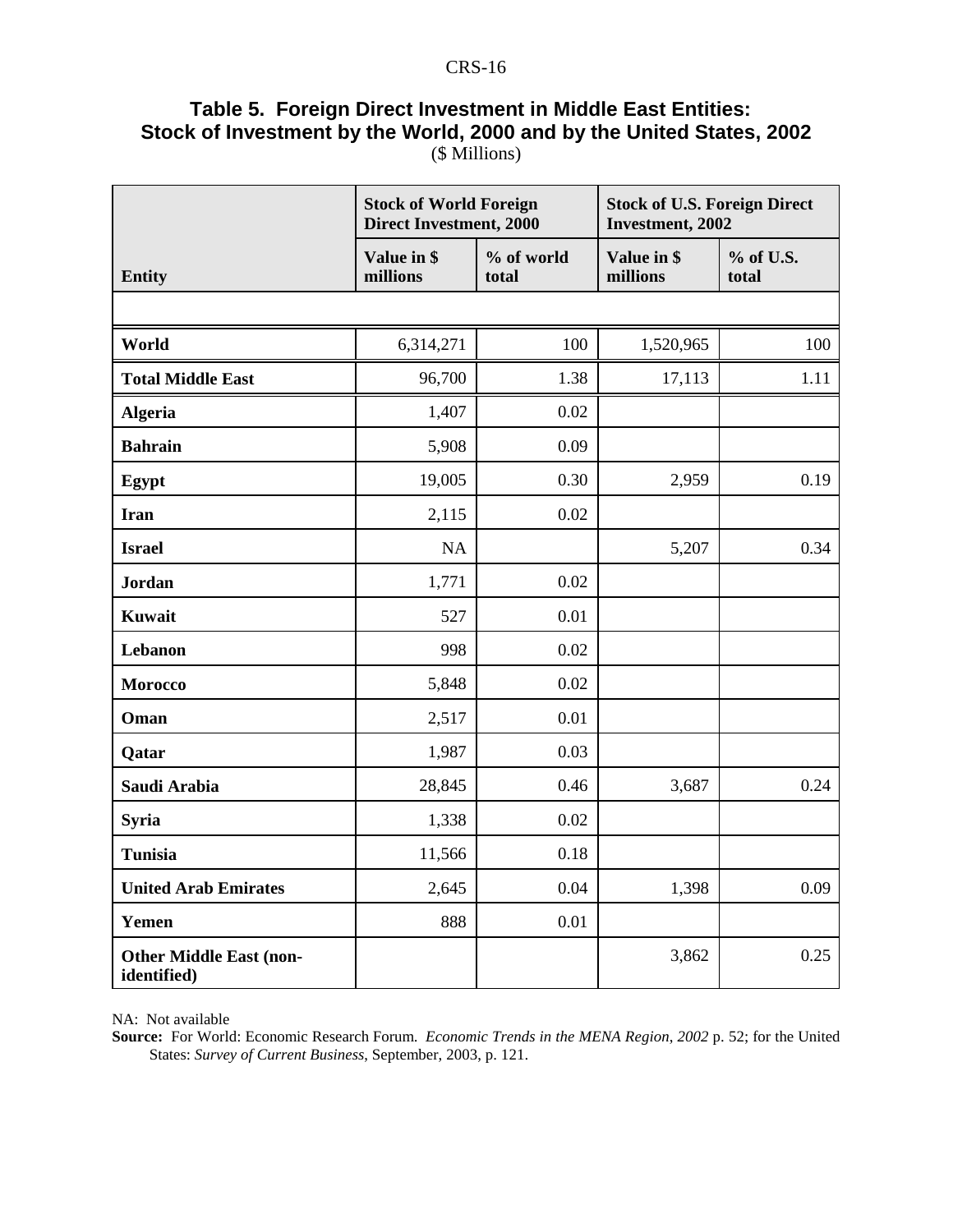## Table 5. Foreign Direct Investment in Middle East Entities: Stock of Investment by the World, 2000 and by the United States, 2002

($ Millions)

| | Stock of World Foreign Direct Investment, 2000 | | Stock of U.S. Foreign Direct Investment, 2002 | |
|---|---|---|---|---|
| **Entity** | **Value in $ millions** | **% of world total** | **Value in $ millions** | **% of U.S. total** |
| | | | | |
| **World** | 6,314,271 | 100 | 1,520,965 | 100 |
| **Total Middle East** | 96,700 | 1.38 | 17,113 | 1.11 |
| **Algeria** | 1,407 | 0.02 | | |
| **Bahrain** | 5,908 | 0.09 | | |
| **Egypt** | 19,005 | 0.30 | 2,959 | 0.19 |
| **Iran** | 2,115 | 0.02 | | |
| **Israel** | NA | | 5,207 | 0.34 |
| **Jordan** | 1,771 | 0.02 | | |
| **Kuwait** | 527 | 0.01 | | |
| **Lebanon** | 998 | 0.02 | | |
| **Morocco** | 5,848 | 0.02 | | |
| **Oman** | 2,517 | 0.01 | | |
| **Qatar** | 1,987 | 0.03 | | |
| **Saudi Arabia** | 28,845 | 0.46 | 3,687 | 0.24 |
| **Syria** | 1,338 | 0.02 | | |
| **Tunisia** | 11,566 | 0.18 | | |
| **United Arab Emirates** | 2,645 | 0.04 | 1,398 | 0.09 |
| **Yemen** | 888 | 0.01 | | |
| **Other Middle East (non-identified)** | | | 3,862 | 0.25 |

NA: Not available

**Source:** For World: Economic Research Forum. *Economic Trends in the MENA Region, 2002* p. 52; for the United States: *Survey of Current Business*, September, 2003, p. 121.